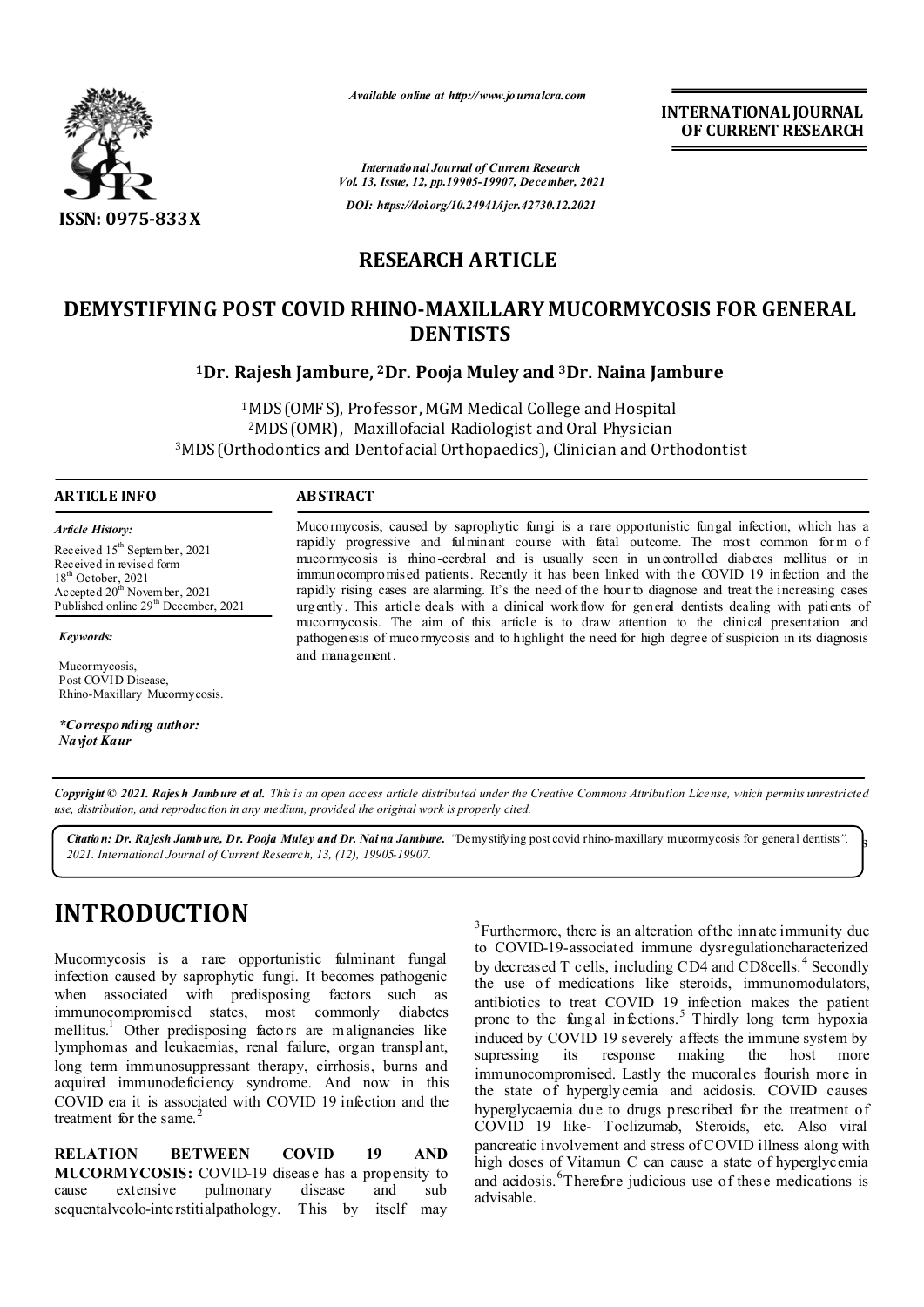*Available online at http://www.journalcra.com*

**INTERNATIONAL JOURNAL OF CURRENT RESEARCH**

*International Journal of Current Research*
*Vol. 13, Issue, 12, pp.19905-19907, December, 2021*

*DOI: https://doi.org/10.24941/ijcr.42730.12.2021*

**ISSN: 0975-833X**

## RESEARCH ARTICLE

# DEMYSTIFYING POST COVID RHINO-MAXILLARY MUCORMYCOSIS FOR GENERAL DENTISTS

**[1]Dr. Rajesh Jambure, [2]Dr. Pooja Muley and [3]Dr. Naina Jambure**

[1]MDS (OMFS), Professor, MGM Medical College and Hospital
[2]MDS (OMR), Maxillofacial Radiologist and Oral Physician
[3]MDS (Orthodontics and Dentofacial Orthopaedics), Clinician and Orthodontist

### ARTICLE INFO

*Article History:*

Received 15th September, 2021
Received in revised form 18th October, 2021
Accepted 20th November, 2021
Published online 29th December, 2021

*Keywords:*

Mucormycosis,
Post COVID Disease,
Rhino-Maxillary Mucormycosis.

****Corresponding author:***
***Navjot Kaur***

### ABSTRACT

Mucormycosis, caused by saprophytic fungi is a rare opportunistic fungal infection, which has a rapidly progressive and fulminant course with fatal outcome. The most common form of mucormycosis is rhino-cerebral and is usually seen in uncontrolled diabetes mellitus or in immunocompromised patients. Recently it has been linked with the COVID 19 infection and the rapidly rising cases are alarming. It's the need of the hour to diagnose and treat the increasing cases urgently. This article deals with a clinical workflow for general dentists dealing with patients of mucormycosis. The aim of this article is to draw attention to the clinical presentation and pathogenesis of mucormycosis and to highlight the need for high degree of suspicion in its diagnosis and management.

*Copyright © 2021. Rajesh Jambure et al. This is an open access article distributed under the Creative Commons Attribution License, which permits unrestricted use, distribution, and reproduction in any medium, provided the original work is properly cited.*

***Citation: Dr. Rajesh Jambure, Dr. Pooja Muley and Dr. Naina Jambure.*** *"Demystifying post covid rhino-maxillary mucormycosis for general dentists", 2021. International Journal of Current Research, 13, (12), 19905-19907.*

# INTRODUCTION

Mucormycosis is a rare opportunistic fulminant fungal infection caused by saprophytic fungi. It becomes pathogenic when associated with predisposing factors such as immunocompromised states, most commonly diabetes mellitus.[1] Other predisposing factors are malignancies like lymphomas and leukaemias, renal failure, organ transplant, long term immunosuppressant therapy, cirrhosis, burns and acquired immunodeficiency syndrome. And now in this COVID era it is associated with COVID 19 infection and the treatment for the same.[2]

**RELATION BETWEEN COVID 19 AND MUCORMYCOSIS:** COVID-19 disease has a propensity to cause extensive pulmonary disease and sub sequentalveolo-interstitialpathology. This by itself may [3]Furthermore, there is an alteration of the innate immunity due to COVID-19-associated immune dysregulationcharacterized by decreased T cells, including CD4 and CD8cells.[4] Secondly the use of medications like steroids, immunomodulators, antibiotics to treat COVID 19 infection makes the patient prone to the fungal infections.[5] Thirdly long term hypoxia induced by COVID 19 severely affects the immune system by supressing its response making the host more immunocompromised. Lastly the mucorales flourish more in the state of hyperglycemia and acidosis. COVID causes hyperglycaemia due to drugs prescribed for the treatment of COVID 19 like- Toclizumab, Steroids, etc. Also viral pancreatic involvement and stress of COVID illness along with high doses of Vitamun C can cause a state of hyperglycemia and acidosis.[6]Therefore judicious use of these medications is advisable.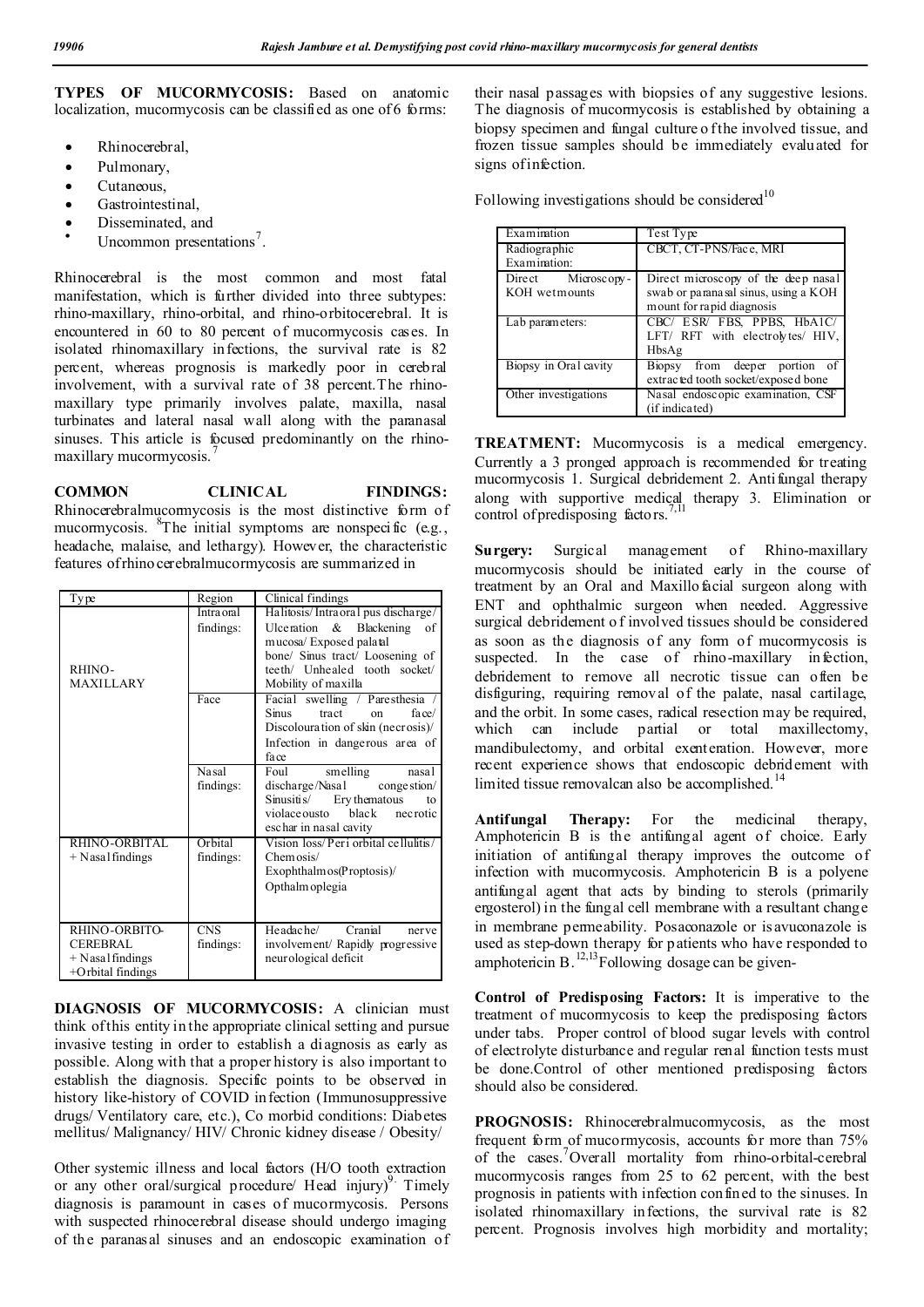**TYPES OF MUCORMYCOSIS:** Based on anatomic localization, mucormycosis can be classified as one of 6 forms:

- Rhinocerebral,
- Pulmonary,
- Cutaneous,
- Gastrointestinal,
- Disseminated, and
- Uncommon presentations[7].

Rhinocerebral is the most common and most fatal manifestation, which is further divided into three subtypes: rhino-maxillary, rhino-orbital, and rhino-orbitocerebral. It is encountered in 60 to 80 percent of mucormycosis cases. In isolated rhinomaxillary infections, the survival rate is 82 percent, whereas prognosis is markedly poor in cerebral involvement, with a survival rate of 38 percent.The rhino-maxillary type primarily involves palate, maxilla, nasal turbinates and lateral nasal wall along with the paranasal sinuses. This article is focused predominantly on the rhino-maxillary mucormycosis.[7]

**COMMON CLINICAL FINDINGS:** Rhinocerebralmucormycosis is the most distinctive form of mucormycosis. [8]The initial symptoms are nonspecific (e.g., headache, malaise, and lethargy). However, the characteristic features of rhino cerebralmucormycosis are summarized in

| Type | Region | Clinical findings |
|---|---|---|
| RHINO-MAXILLARY | Intra oral findings: | Halitosis/ Intraoral pus discharge/ Ulceration & Blackening of mucosa/ Exposed palatal bone/ Sinus tract/ Loosening of teeth/ Unhealed tooth socket/ Mobility of maxilla |
| | Face | Facial swelling / Paresthesia / Sinus tract on face/ Discolouration of skin (necrosis)/ Infection in dangerous area of face |
| | Nasal findings: | Foul smelling nasal discharge/Nasal congestion/ Sinusitis/ Erythematous to violaceousto black necrotic eschar in nasal cavity |
| RHINO-ORBITAL + Nasal findings | Orbital findings: | Vision loss/ Peri orbital cellulitis/ Chemosis/ Exophthalmos(Proptosis)/ Opthalmoplegia |
| RHINO-ORBITO-CEREBRAL + Nasal findings +Orbital findings | CNS findings: | Headache/ Cranial nerve involvement/ Rapidly progressive neurological deficit |

**DIAGNOSIS OF MUCORMYCOSIS:** A clinician must think of this entity in the appropriate clinical setting and pursue invasive testing in order to establish a diagnosis as early as possible. Along with that a proper history is also important to establish the diagnosis. Specific points to be observed in history like-history of COVID infection (Immunosuppressive drugs/ Ventilatory care, etc.), Co morbid conditions: Diabetes mellitus/ Malignancy/ HIV/ Chronic kidney disease / Obesity/

Other systemic illness and local factors (H/O tooth extraction or any other oral/surgical procedure/ Head injury)[9]. Timely diagnosis is paramount in cases of mucormycosis. Persons with suspected rhinocerebral disease should undergo imaging of the paranasal sinuses and an endoscopic examination of their nasal passages with biopsies of any suggestive lesions. The diagnosis of mucormycosis is established by obtaining a biopsy specimen and fungal culture of the involved tissue, and frozen tissue samples should be immediately evaluated for signs of infection.

Following investigations should be considered[10]

| Examination | Test Type |
|---|---|
| Radiographic Examination: | CBCT, CT-PNS/Face, MRI |
| Direct Microscopy-KOH wetmounts | Direct microscopy of the deep nasal swab or paranasal sinus, using a KOH mount for rapid diagnosis |
| Lab parameters: | CBC/ ESR/ FBS, PPBS, HbA1C/ LFT/ RFT with electrolytes/ HIV, HbsAg |
| Biopsy in Oral cavity | Biopsy from deeper portion of extracted tooth socket/exposed bone |
| Other investigations | Nasal endoscopic examination, CSF (if indicated) |

**TREATMENT:** Mucormycosis is a medical emergency. Currently a 3 pronged approach is recommended for treating mucormycosis 1. Surgical debridement 2. Antifungal therapy along with supportive medical therapy 3. Elimination or control of predisposing factors.[7,11]

**Surgery:** Surgical management of Rhino-maxillary mucormycosis should be initiated early in the course of treatment by an Oral and Maxillofacial surgeon along with ENT and ophthalmic surgeon when needed. Aggressive surgical debridement of involved tissues should be considered as soon as the diagnosis of any form of mucormycosis is suspected. In the case of rhino-maxillary infection, debridement to remove all necrotic tissue can often be disfiguring, requiring removal of the palate, nasal cartilage, and the orbit. In some cases, radical resection may be required, which can include partial or total maxillectomy, mandibulectomy, and orbital exenteration. However, more recent experience shows that endoscopic debridement with limited tissue removalcan also be accomplished.[14]

**Antifungal Therapy:** For the medicinal therapy, Amphotericin B is the antifungal agent of choice. Early initiation of antifungal therapy improves the outcome of infection with mucormycosis. Amphotericin B is a polyene antifungal agent that acts by binding to sterols (primarily ergosterol) in the fungal cell membrane with a resultant change in membrane permeability. Posaconazole or isavuconazole is used as step-down therapy for patients who have responded to amphotericin B.[12,13]Following dosage can be given-

**Control of Predisposing Factors:** It is imperative to the treatment of mucormycosis to keep the predisposing factors under tabs. Proper control of blood sugar levels with control of electrolyte disturbance and regular renal function tests must be done.Control of other mentioned predisposing factors should also be considered.

**PROGNOSIS:** Rhinocerebralmucormycosis, as the most frequent form of mucormycosis, accounts for more than 75% of the cases.[7]Overall mortality from rhino-orbital-cerebral mucormycosis ranges from 25 to 62 percent, with the best prognosis in patients with infection confined to the sinuses. In isolated rhinomaxillary infections, the survival rate is 82 percent. Prognosis involves high morbidity and mortality;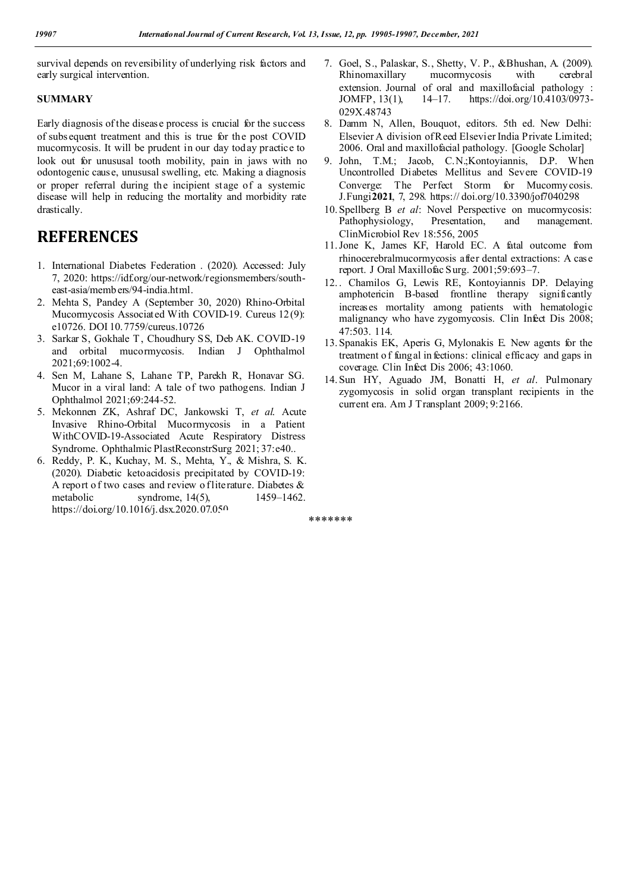survival depends on reversibility of underlying risk factors and early surgical intervention.

**SUMMARY**

Early diagnosis of the disease process is crucial for the success of subsequent treatment and this is true for the post COVID mucormycosis. It will be prudent in our day today practice to look out for unususal tooth mobility, pain in jaws with no odontogenic cause, unususal swelling, etc. Making a diagnosis or proper referral during the incipient stage of a systemic disease will help in reducing the mortality and morbidity rate drastically.

# REFERENCES

1. International Diabetes Federation . (2020). Accessed: July 7, 2020: https://idf.org/our-network/regionsmembers/south-east-asia/members/94-india.html.
2. Mehta S, Pandey A (September 30, 2020) Rhino-Orbital Mucormycosis Associated With COVID-19. Cureus 12(9): e10726. DOI 10.7759/cureus.10726
3. Sarkar S, Gokhale T, Choudhury SS, Deb AK. COVID-19 and orbital mucormycosis. Indian J Ophthalmol 2021;69:1002-4.
4. Sen M, Lahane S, Lahane TP, Parekh R, Honavar SG. Mucor in a viral land: A tale of two pathogens. Indian J Ophthalmol 2021;69:244-52.
5. Mekonnen ZK, Ashraf DC, Jankowski T, *et al*. Acute Invasive Rhino-Orbital Mucormycosis in a Patient WithCOVID-19-Associated Acute Respiratory Distress Syndrome. Ophthalmic PlastReconstrSurg 2021; 37:e40..
6. Reddy, P. K., Kuchay, M. S., Mehta, Y., & Mishra, S. K. (2020). Diabetic ketoacidosis precipitated by COVID-19: A report of two cases and review of literature. Diabetes & metabolic syndrome, 14(5), 1459–1462. https://doi.org/10.1016/j.dsx.2020.07.050
7. Goel, S., Palaskar, S., Shetty, V. P., &Bhushan, A. (2009). Rhinomaxillary mucormycosis with cerebral extension. Journal of oral and maxillofacial pathology : JOMFP, 13(1), 14–17. https://doi.org/10.4103/0973-029X.48743
8. Damm N, Allen, Bouquot, editors. 5th ed. New Delhi: Elsevier A division of Reed Elsevier India Private Limited; 2006. Oral and maxillofacial pathology. [Google Scholar]
9. John, T.M.; Jacob, C.N.;Kontoyiannis, D.P. When Uncontrolled Diabetes Mellitus and Severe COVID-19 Converge: The Perfect Storm for Mucormycosis. J.Fungi**2021**, 7, 298. https:// doi.org/10.3390/jof7040298
10. Spellberg B *et al*: Novel Perspective on mucormycosis: Pathophysiology, Presentation, and management. ClinMicrobiol Rev 18:556, 2005
11. Jone K, James KF, Harold EC. A fatal outcome from rhinocerebralmucormycosis after dental extractions: A case report. J Oral Maxillofac Surg. 2001;59:693–7.
12. . Chamilos G, Lewis RE, Kontoyiannis DP. Delaying amphotericin B-based frontline therapy significantly increases mortality among patients with hematologic malignancy who have zygomycosis. Clin Infect Dis 2008; 47:503. 114.
13. Spanakis EK, Aperis G, Mylonakis E. New agents for the treatment of fungal infections: clinical efficacy and gaps in coverage. Clin Infect Dis 2006; 43:1060.
14. Sun HY, Aguado JM, Bonatti H, *et al*. Pulmonary zygomycosis in solid organ transplant recipients in the current era. Am J Transplant 2009; 9:2166.

\*\*\*\*\*\*\*